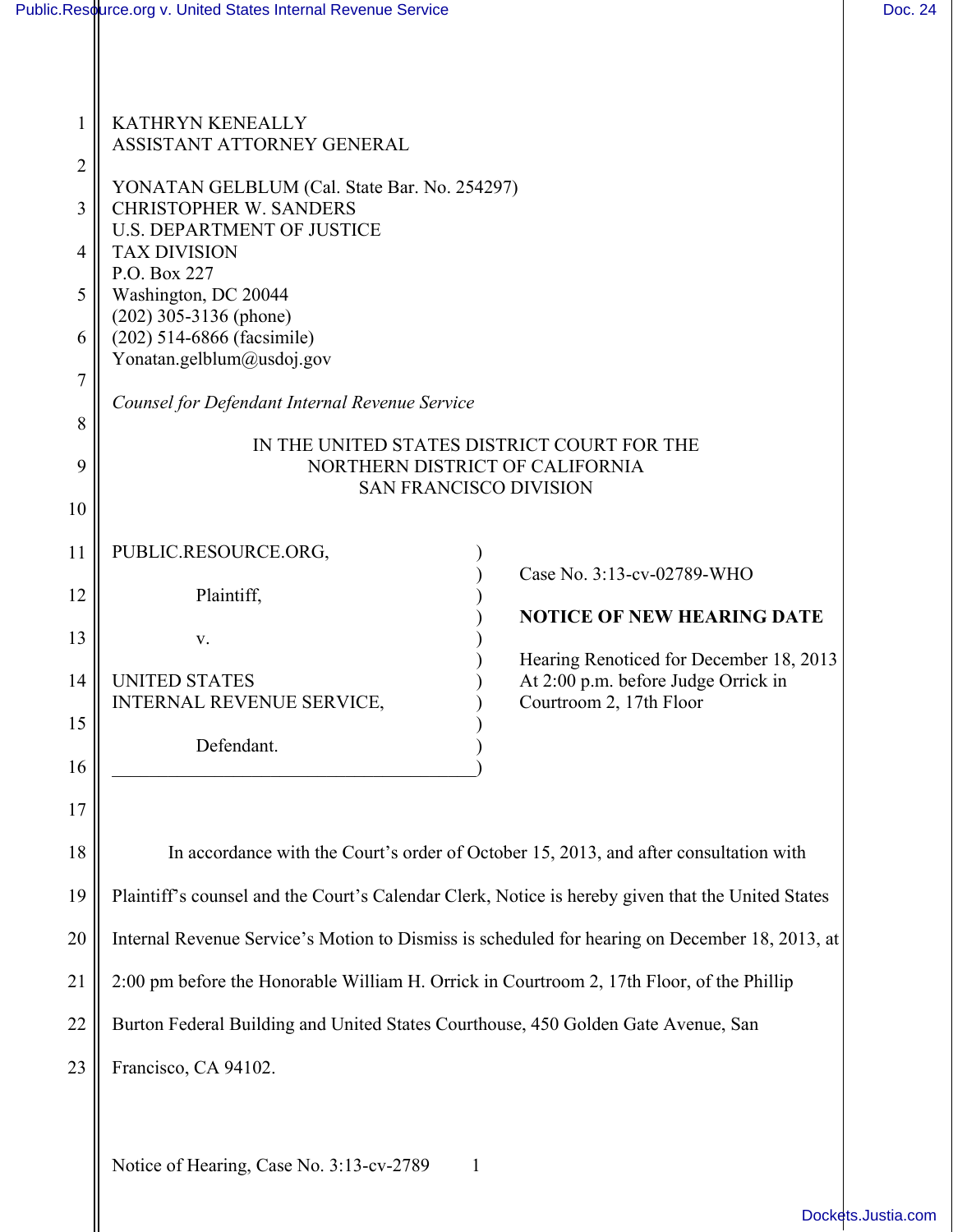KATHRYN KENEALLY
ASSISTANT ATTORNEY GENERAL

YONATAN GELBLUM (Cal. State Bar. No. 254297)
CHRISTOPHER W. SANDERS
U.S. DEPARTMENT OF JUSTICE
TAX DIVISION
P.O. Box 227
Washington, DC 20044
(202) 305-3136 (phone)
(202) 514-6866 (facsimile)
Yonatan.gelblum@usdoj.gov

*Counsel for Defendant Internal Revenue Service*

IN THE UNITED STATES DISTRICT COURT FOR THE
NORTHERN DISTRICT OF CALIFORNIA
SAN FRANCISCO DIVISION

PUBLIC.RESOURCE.ORG,

Plaintiff,

v.

UNITED STATES
INTERNAL REVENUE SERVICE,

Defendant.

Case No. 3:13-cv-02789-WHO

**NOTICE OF NEW HEARING DATE**

Hearing Renoticed for December 18, 2013
At 2:00 p.m. before Judge Orrick in
Courtroom 2, 17th Floor

In accordance with the Court's order of October 15, 2013, and after consultation with Plaintiff's counsel and the Court's Calendar Clerk, Notice is hereby given that the United States Internal Revenue Service's Motion to Dismiss is scheduled for hearing on December 18, 2013, at 2:00 pm before the Honorable William H. Orrick in Courtroom 2, 17th Floor, of the Phillip Burton Federal Building and United States Courthouse, 450 Golden Gate Avenue, San Francisco, CA 94102.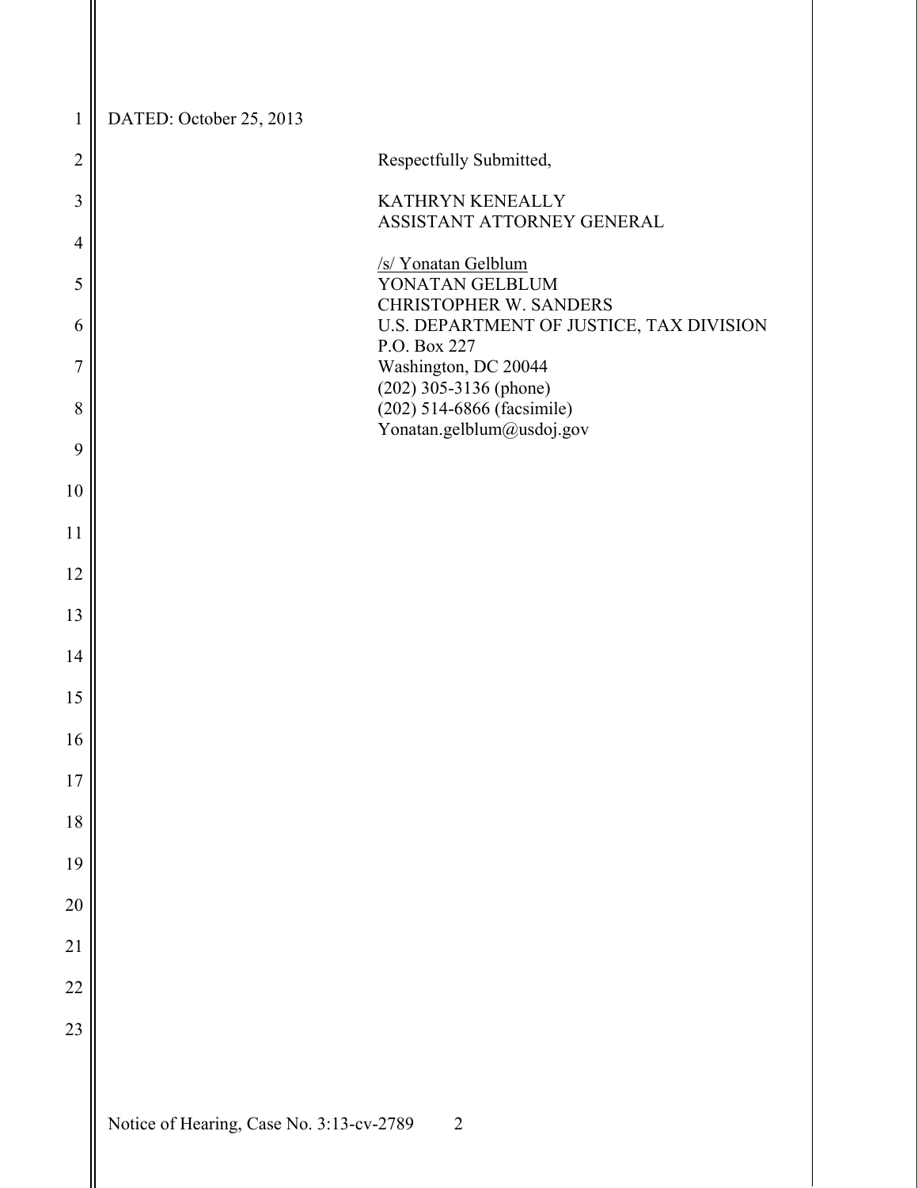DATED: October 25, 2013

Respectfully Submitted,

KATHRYN KENEALLY
ASSISTANT ATTORNEY GENERAL

/s/ Yonatan Gelblum
YONATAN GELBLUM
CHRISTOPHER W. SANDERS
U.S. DEPARTMENT OF JUSTICE, TAX DIVISION
P.O. Box 227
Washington, DC 20044
(202) 305-3136 (phone)
(202) 514-6866 (facsimile)
Yonatan.gelblum@usdoj.gov